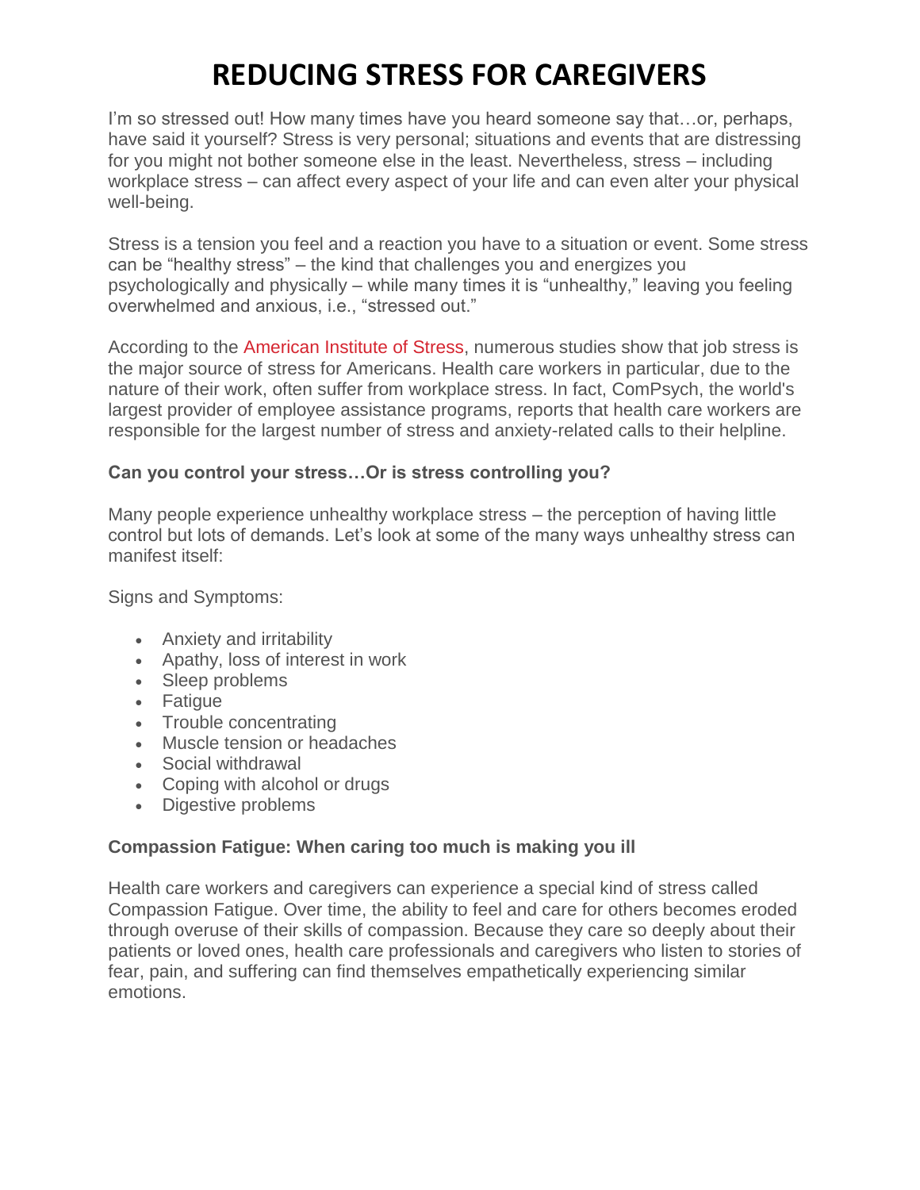# REDUCING STRESS FOR CAREGIVERS

I'm so stressed out! How many times have you heard someone say that…or, perhaps, have said it yourself? Stress is very personal; situations and events that are distressing for you might not bother someone else in the least. Nevertheless, stress – including workplace stress – can affect every aspect of your life and can even alter your physical well-being.

Stress is a tension you feel and a reaction you have to a situation or event. Some stress can be "healthy stress" – the kind that challenges you and energizes you psychologically and physically – while many times it is "unhealthy," leaving you feeling overwhelmed and anxious, i.e., "stressed out."

According to the American Institute of Stress, numerous studies show that job stress is the major source of stress for Americans. Health care workers in particular, due to the nature of their work, often suffer from workplace stress. In fact, ComPsych, the world's largest provider of employee assistance programs, reports that health care workers are responsible for the largest number of stress and anxiety-related calls to their helpline.

**Can you control your stress…Or is stress controlling you?**

Many people experience unhealthy workplace stress – the perception of having little control but lots of demands. Let's look at some of the many ways unhealthy stress can manifest itself:

Signs and Symptoms:

- Anxiety and irritability
- Apathy, loss of interest in work
- Sleep problems
- Fatigue
- Trouble concentrating
- Muscle tension or headaches
- Social withdrawal
- Coping with alcohol or drugs
- Digestive problems

**Compassion Fatigue: When caring too much is making you ill**

Health care workers and caregivers can experience a special kind of stress called Compassion Fatigue. Over time, the ability to feel and care for others becomes eroded through overuse of their skills of compassion. Because they care so deeply about their patients or loved ones, health care professionals and caregivers who listen to stories of fear, pain, and suffering can find themselves empathetically experiencing similar emotions.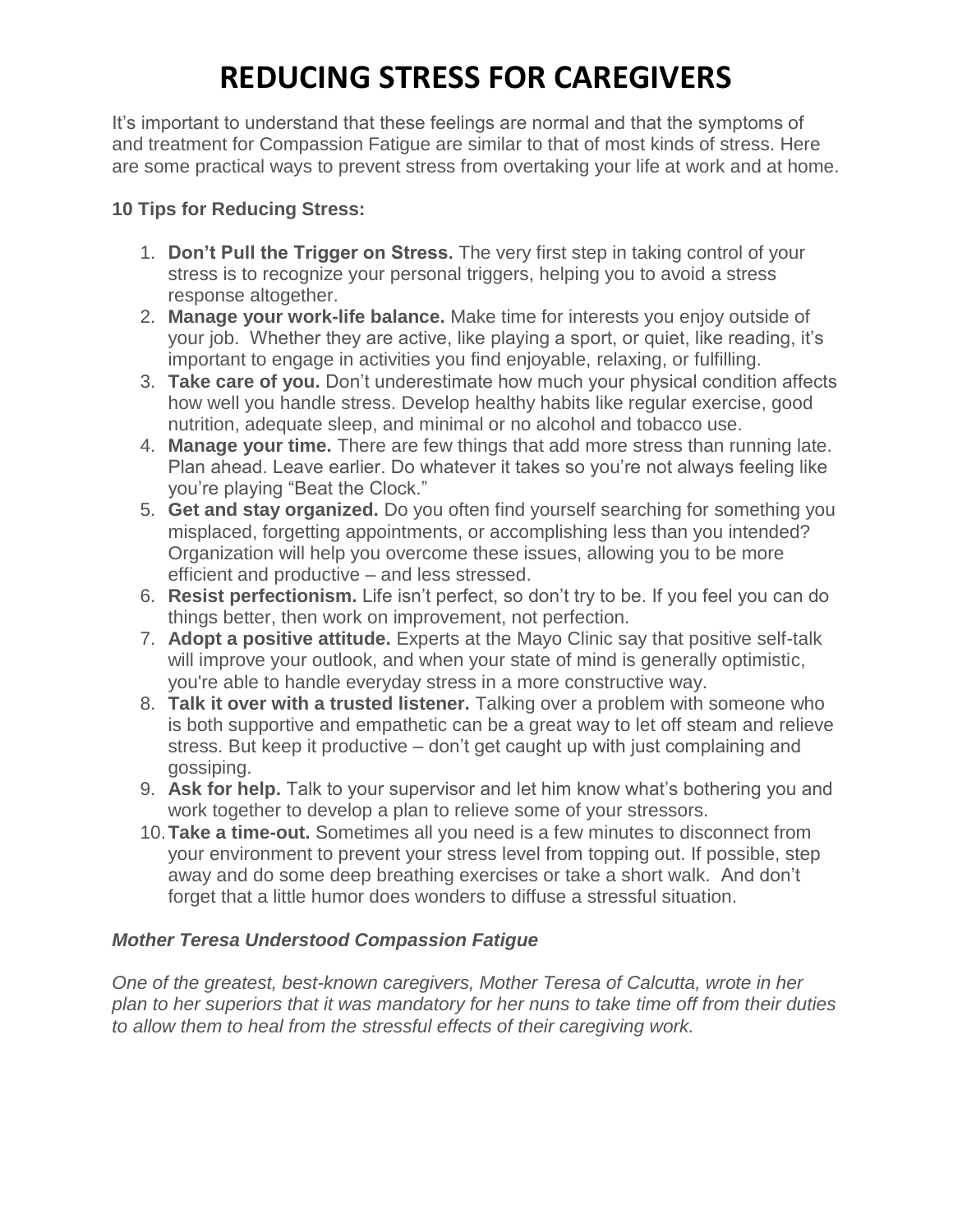# REDUCING STRESS FOR CAREGIVERS

It's important to understand that these feelings are normal and that the symptoms of and treatment for Compassion Fatigue are similar to that of most kinds of stress. Here are some practical ways to prevent stress from overtaking your life at work and at home.

**10 Tips for Reducing Stress:**

1. **Don't Pull the Trigger on Stress.** The very first step in taking control of your stress is to recognize your personal triggers, helping you to avoid a stress response altogether.
2. **Manage your work-life balance.** Make time for interests you enjoy outside of your job. Whether they are active, like playing a sport, or quiet, like reading, it's important to engage in activities you find enjoyable, relaxing, or fulfilling.
3. **Take care of you.** Don't underestimate how much your physical condition affects how well you handle stress. Develop healthy habits like regular exercise, good nutrition, adequate sleep, and minimal or no alcohol and tobacco use.
4. **Manage your time.** There are few things that add more stress than running late. Plan ahead. Leave earlier. Do whatever it takes so you're not always feeling like you're playing "Beat the Clock."
5. **Get and stay organized.** Do you often find yourself searching for something you misplaced, forgetting appointments, or accomplishing less than you intended? Organization will help you overcome these issues, allowing you to be more efficient and productive – and less stressed.
6. **Resist perfectionism.** Life isn't perfect, so don't try to be. If you feel you can do things better, then work on improvement, not perfection.
7. **Adopt a positive attitude.** Experts at the Mayo Clinic say that positive self-talk will improve your outlook, and when your state of mind is generally optimistic, you're able to handle everyday stress in a more constructive way.
8. **Talk it over with a trusted listener.** Talking over a problem with someone who is both supportive and empathetic can be a great way to let off steam and relieve stress. But keep it productive – don't get caught up with just complaining and gossiping.
9. **Ask for help.** Talk to your supervisor and let him know what's bothering you and work together to develop a plan to relieve some of your stressors.
10. **Take a time-out.** Sometimes all you need is a few minutes to disconnect from your environment to prevent your stress level from topping out. If possible, step away and do some deep breathing exercises or take a short walk. And don't forget that a little humor does wonders to diffuse a stressful situation.

***Mother Teresa Understood Compassion Fatigue***

*One of the greatest, best-known caregivers, Mother Teresa of Calcutta, wrote in her plan to her superiors that it was mandatory for her nuns to take time off from their duties to allow them to heal from the stressful effects of their caregiving work.*